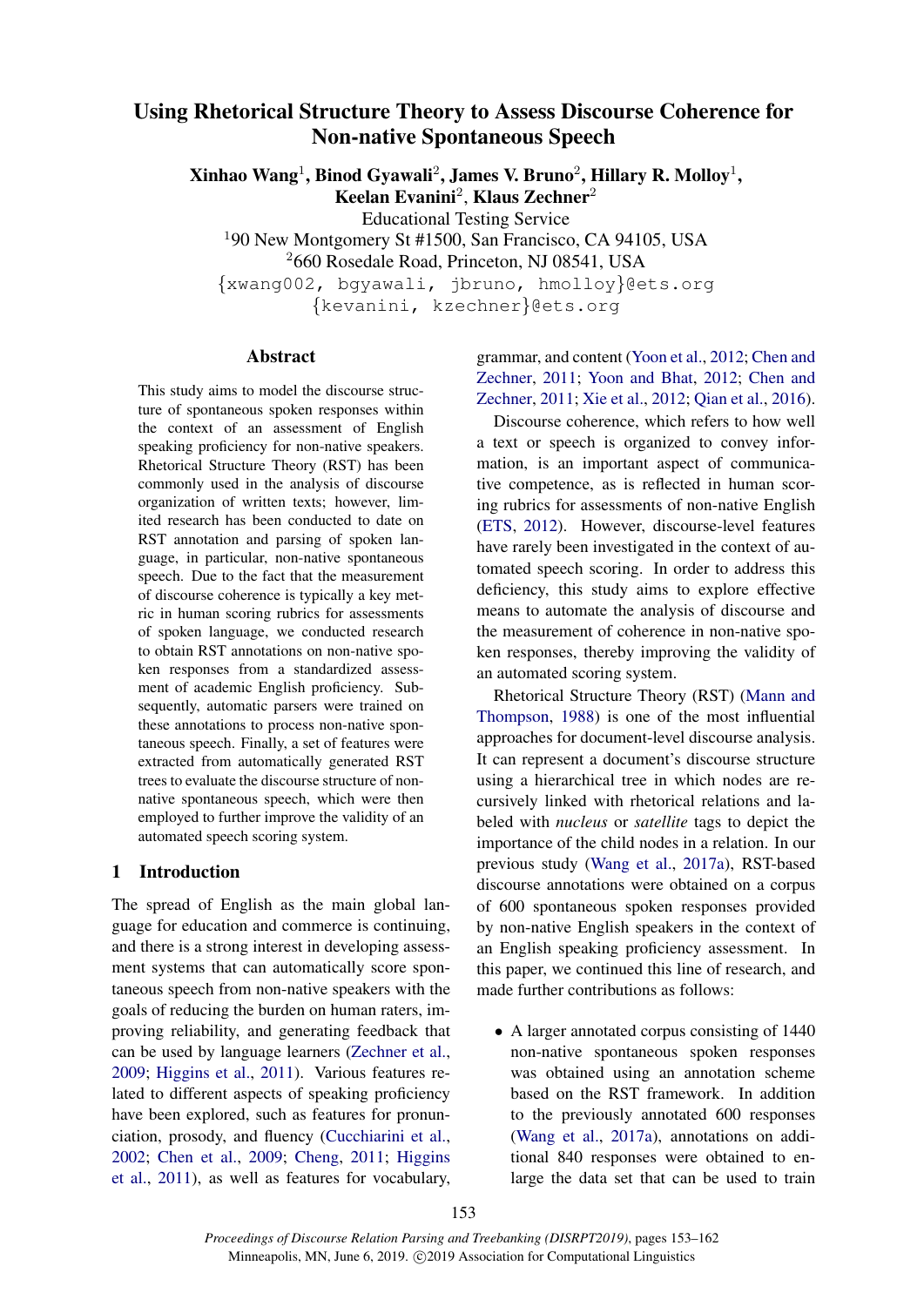# Using Rhetorical Structure Theory to Assess Discourse Coherence for Non-native Spontaneous Speech

**Xinhao Wang**[1], **Binod Gyawali**[2], **James V. Bruno**[2], **Hillary R. Molloy**[1], **Keelan Evanini**[2], **Klaus Zechner**[2]

Educational Testing Service

[1]90 New Montgomery St #1500, San Francisco, CA 94105, USA

[2]660 Rosedale Road, Princeton, NJ 08541, USA

{xwang002, bgyawali, jbruno, hmolloy}@ets.org

{kevanini, kzechner}@ets.org

## Abstract

This study aims to model the discourse structure of spontaneous spoken responses within the context of an assessment of English speaking proficiency for non-native speakers. Rhetorical Structure Theory (RST) has been commonly used in the analysis of discourse organization of written texts; however, limited research has been conducted to date on RST annotation and parsing of spoken language, in particular, non-native spontaneous speech. Due to the fact that the measurement of discourse coherence is typically a key metric in human scoring rubrics for assessments of spoken language, we conducted research to obtain RST annotations on non-native spoken responses from a standardized assessment of academic English proficiency. Subsequently, automatic parsers were trained on these annotations to process non-native spontaneous speech. Finally, a set of features were extracted from automatically generated RST trees to evaluate the discourse structure of non-native spontaneous speech, which were then employed to further improve the validity of an automated speech scoring system.

## 1 Introduction

The spread of English as the main global language for education and commerce is continuing, and there is a strong interest in developing assessment systems that can automatically score spontaneous speech from non-native speakers with the goals of reducing the burden on human raters, improving reliability, and generating feedback that can be used by language learners (Zechner et al., 2009; Higgins et al., 2011). Various features related to different aspects of speaking proficiency have been explored, such as features for pronunciation, prosody, and fluency (Cucchiarini et al., 2002; Chen et al., 2009; Cheng, 2011; Higgins et al., 2011), as well as features for vocabulary, grammar, and content (Yoon et al., 2012; Chen and Zechner, 2011; Yoon and Bhat, 2012; Chen and Zechner, 2011; Xie et al., 2012; Qian et al., 2016).

Discourse coherence, which refers to how well a text or speech is organized to convey information, is an important aspect of communicative competence, as is reflected in human scoring rubrics for assessments of non-native English (ETS, 2012). However, discourse-level features have rarely been investigated in the context of automated speech scoring. In order to address this deficiency, this study aims to explore effective means to automate the analysis of discourse and the measurement of coherence in non-native spoken responses, thereby improving the validity of an automated scoring system.

Rhetorical Structure Theory (RST) (Mann and Thompson, 1988) is one of the most influential approaches for document-level discourse analysis. It can represent a document's discourse structure using a hierarchical tree in which nodes are recursively linked with rhetorical relations and labeled with *nucleus* or *satellite* tags to depict the importance of the child nodes in a relation. In our previous study (Wang et al., 2017a), RST-based discourse annotations were obtained on a corpus of 600 spontaneous spoken responses provided by non-native English speakers in the context of an English speaking proficiency assessment. In this paper, we continued this line of research, and made further contributions as follows:

- A larger annotated corpus consisting of 1440 non-native spontaneous spoken responses was obtained using an annotation scheme based on the RST framework. In addition to the previously annotated 600 responses (Wang et al., 2017a), annotations on additional 840 responses were obtained to enlarge the data set that can be used to train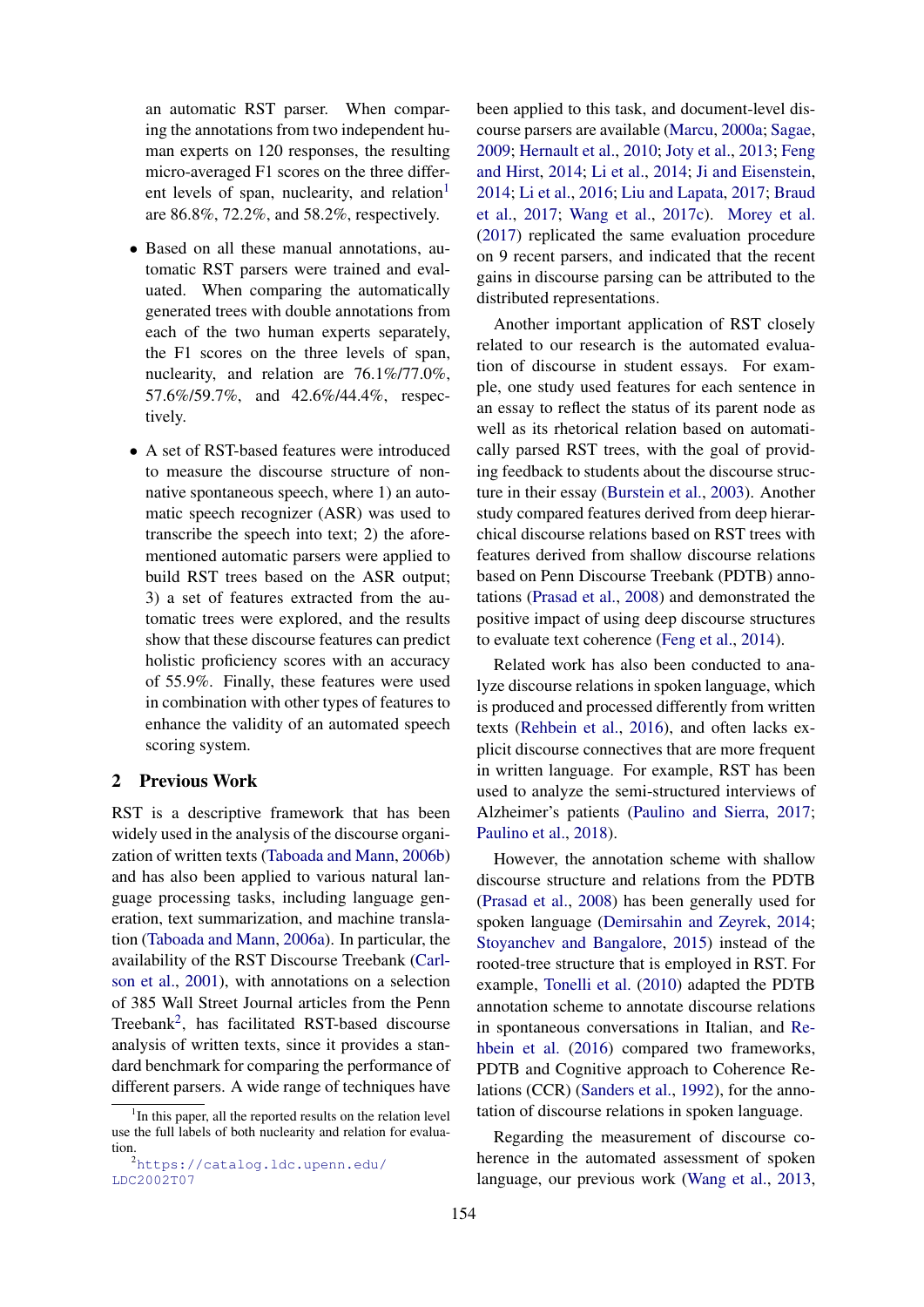an automatic RST parser. When comparing the annotations from two independent human experts on 120 responses, the resulting micro-averaged F1 scores on the three different levels of span, nuclearity, and relation[1] are 86.8%, 72.2%, and 58.2%, respectively.

- Based on all these manual annotations, automatic RST parsers were trained and evaluated. When comparing the automatically generated trees with double annotations from each of the two human experts separately, the F1 scores on the three levels of span, nuclearity, and relation are 76.1%/77.0%, 57.6%/59.7%, and 42.6%/44.4%, respectively.

- A set of RST-based features were introduced to measure the discourse structure of non-native spontaneous speech, where 1) an automatic speech recognizer (ASR) was used to transcribe the speech into text; 2) the aforementioned automatic parsers were applied to build RST trees based on the ASR output; 3) a set of features extracted from the automatic trees were explored, and the results show that these discourse features can predict holistic proficiency scores with an accuracy of 55.9%. Finally, these features were used in combination with other types of features to enhance the validity of an automated speech scoring system.

## 2 Previous Work

RST is a descriptive framework that has been widely used in the analysis of the discourse organization of written texts (Taboada and Mann, 2006b) and has also been applied to various natural language processing tasks, including language generation, text summarization, and machine translation (Taboada and Mann, 2006a). In particular, the availability of the RST Discourse Treebank (Carlson et al., 2001), with annotations on a selection of 385 Wall Street Journal articles from the Penn Treebank[2], has facilitated RST-based discourse analysis of written texts, since it provides a standard benchmark for comparing the performance of different parsers. A wide range of techniques have been applied to this task, and document-level discourse parsers are available (Marcu, 2000a; Sagae, 2009; Hernault et al., 2010; Joty et al., 2013; Feng and Hirst, 2014; Li et al., 2014; Ji and Eisenstein, 2014; Li et al., 2016; Liu and Lapata, 2017; Braud et al., 2017; Wang et al., 2017c). Morey et al. (2017) replicated the same evaluation procedure on 9 recent parsers, and indicated that the recent gains in discourse parsing can be attributed to the distributed representations.

Another important application of RST closely related to our research is the automated evaluation of discourse in student essays. For example, one study used features for each sentence in an essay to reflect the status of its parent node as well as its rhetorical relation based on automatically parsed RST trees, with the goal of providing feedback to students about the discourse structure in their essay (Burstein et al., 2003). Another study compared features derived from deep hierarchical discourse relations based on RST trees with features derived from shallow discourse relations based on Penn Discourse Treebank (PDTB) annotations (Prasad et al., 2008) and demonstrated the positive impact of using deep discourse structures to evaluate text coherence (Feng et al., 2014).

Related work has also been conducted to analyze discourse relations in spoken language, which is produced and processed differently from written texts (Rehbein et al., 2016), and often lacks explicit discourse connectives that are more frequent in written language. For example, RST has been used to analyze the semi-structured interviews of Alzheimer's patients (Paulino and Sierra, 2017; Paulino et al., 2018).

However, the annotation scheme with shallow discourse structure and relations from the PDTB (Prasad et al., 2008) has been generally used for spoken language (Demirsahin and Zeyrek, 2014; Stoyanchev and Bangalore, 2015) instead of the rooted-tree structure that is employed in RST. For example, Tonelli et al. (2010) adapted the PDTB annotation scheme to annotate discourse relations in spontaneous conversations in Italian, and Rehbein et al. (2016) compared two frameworks, PDTB and Cognitive approach to Coherence Relations (CCR) (Sanders et al., 1992), for the annotation of discourse relations in spoken language.

Regarding the measurement of discourse coherence in the automated assessment of spoken language, our previous work (Wang et al., 2013,

[1] In this paper, all the reported results on the relation level use the full labels of both nuclearity and relation for evaluation.

[2] https://catalog.ldc.upenn.edu/LDC2002T07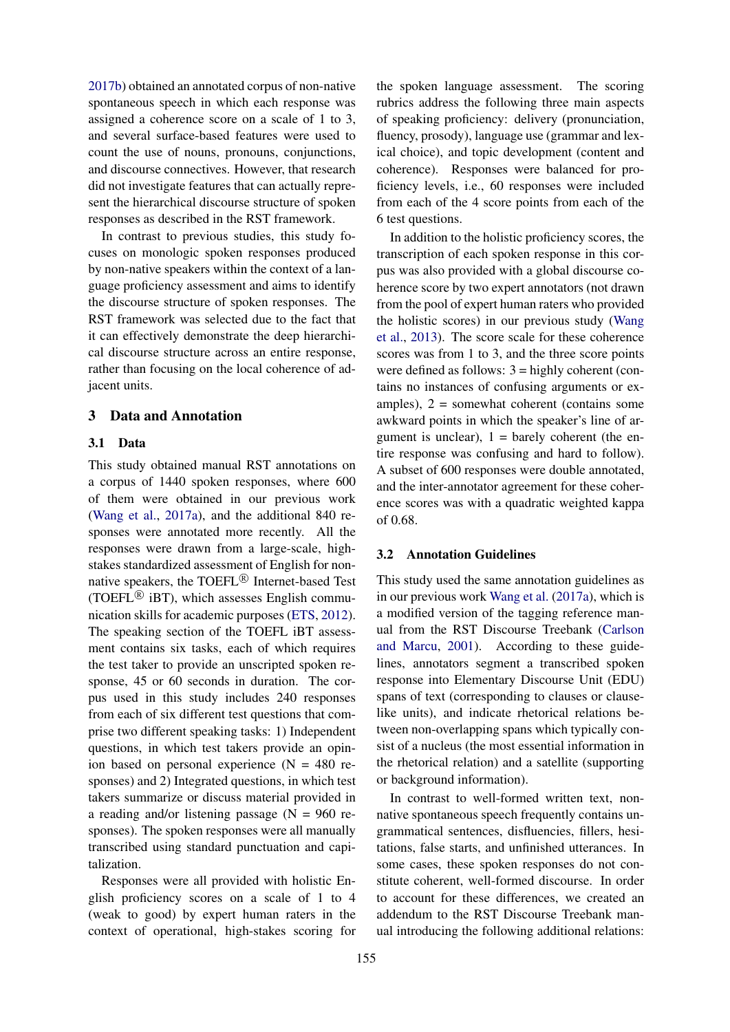2017b) obtained an annotated corpus of non-native spontaneous speech in which each response was assigned a coherence score on a scale of 1 to 3, and several surface-based features were used to count the use of nouns, pronouns, conjunctions, and discourse connectives. However, that research did not investigate features that can actually represent the hierarchical discourse structure of spoken responses as described in the RST framework.

In contrast to previous studies, this study focuses on monologic spoken responses produced by non-native speakers within the context of a language proficiency assessment and aims to identify the discourse structure of spoken responses. The RST framework was selected due to the fact that it can effectively demonstrate the deep hierarchical discourse structure across an entire response, rather than focusing on the local coherence of adjacent units.

## 3 Data and Annotation

### 3.1 Data

This study obtained manual RST annotations on a corpus of 1440 spoken responses, where 600 of them were obtained in our previous work (Wang et al., 2017a), and the additional 840 responses were annotated more recently. All the responses were drawn from a large-scale, high-stakes standardized assessment of English for non-native speakers, the TOEFL® Internet-based Test (TOEFL® iBT), which assesses English communication skills for academic purposes (ETS, 2012). The speaking section of the TOEFL iBT assessment contains six tasks, each of which requires the test taker to provide an unscripted spoken response, 45 or 60 seconds in duration. The corpus used in this study includes 240 responses from each of six different test questions that comprise two different speaking tasks: 1) Independent questions, in which test takers provide an opinion based on personal experience (N = 480 responses) and 2) Integrated questions, in which test takers summarize or discuss material provided in a reading and/or listening passage (N = 960 responses). The spoken responses were all manually transcribed using standard punctuation and capitalization.

Responses were all provided with holistic English proficiency scores on a scale of 1 to 4 (weak to good) by expert human raters in the context of operational, high-stakes scoring for the spoken language assessment. The scoring rubrics address the following three main aspects of speaking proficiency: delivery (pronunciation, fluency, prosody), language use (grammar and lexical choice), and topic development (content and coherence). Responses were balanced for proficiency levels, i.e., 60 responses were included from each of the 4 score points from each of the 6 test questions.

In addition to the holistic proficiency scores, the transcription of each spoken response in this corpus was also provided with a global discourse coherence score by two expert annotators (not drawn from the pool of expert human raters who provided the holistic scores) in our previous study (Wang et al., 2013). The score scale for these coherence scores was from 1 to 3, and the three score points were defined as follows: 3 = highly coherent (contains no instances of confusing arguments or examples), 2 = somewhat coherent (contains some awkward points in which the speaker's line of argument is unclear), 1 = barely coherent (the entire response was confusing and hard to follow). A subset of 600 responses were double annotated, and the inter-annotator agreement for these coherence scores was with a quadratic weighted kappa of 0.68.

### 3.2 Annotation Guidelines

This study used the same annotation guidelines as in our previous work Wang et al. (2017a), which is a modified version of the tagging reference manual from the RST Discourse Treebank (Carlson and Marcu, 2001). According to these guidelines, annotators segment a transcribed spoken response into Elementary Discourse Unit (EDU) spans of text (corresponding to clauses or clause-like units), and indicate rhetorical relations between non-overlapping spans which typically consist of a nucleus (the most essential information in the rhetorical relation) and a satellite (supporting or background information).

In contrast to well-formed written text, non-native spontaneous speech frequently contains ungrammatical sentences, disfluencies, fillers, hesitations, false starts, and unfinished utterances. In some cases, these spoken responses do not constitute coherent, well-formed discourse. In order to account for these differences, we created an addendum to the RST Discourse Treebank manual introducing the following additional relations: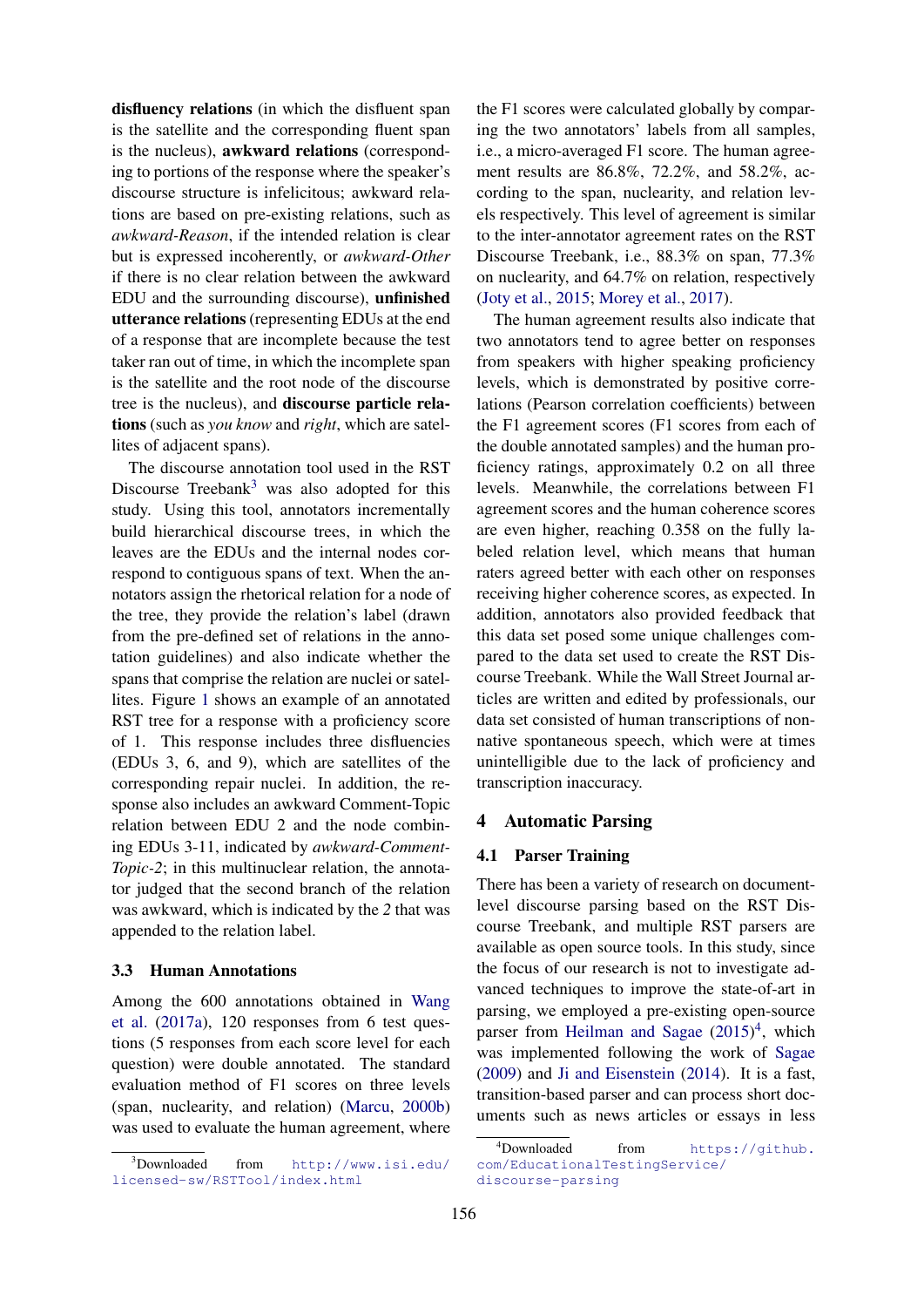**disfluency relations** (in which the disfluent span is the satellite and the corresponding fluent span is the nucleus), **awkward relations** (corresponding to portions of the response where the speaker's discourse structure is infelicitous; awkward relations are based on pre-existing relations, such as *awkward-Reason*, if the intended relation is clear but is expressed incoherently, or *awkward-Other* if there is no clear relation between the awkward EDU and the surrounding discourse), **unfinished utterance relations** (representing EDUs at the end of a response that are incomplete because the test taker ran out of time, in which the incomplete span is the satellite and the root node of the discourse tree is the nucleus), and **discourse particle relations** (such as *you know* and *right*, which are satellites of adjacent spans).

The discourse annotation tool used in the RST Discourse Treebank[3] was also adopted for this study. Using this tool, annotators incrementally build hierarchical discourse trees, in which the leaves are the EDUs and the internal nodes correspond to contiguous spans of text. When the annotators assign the rhetorical relation for a node of the tree, they provide the relation's label (drawn from the pre-defined set of relations in the annotation guidelines) and also indicate whether the spans that comprise the relation are nuclei or satellites. Figure 1 shows an example of an annotated RST tree for a response with a proficiency score of 1. This response includes three disfluencies (EDUs 3, 6, and 9), which are satellites of the corresponding repair nuclei. In addition, the response also includes an awkward Comment-Topic relation between EDU 2 and the node combining EDUs 3-11, indicated by *awkward-Comment-Topic-2*; in this multinuclear relation, the annotator judged that the second branch of the relation was awkward, which is indicated by the *2* that was appended to the relation label.

### 3.3 Human Annotations

Among the 600 annotations obtained in Wang et al. (2017a), 120 responses from 6 test questions (5 responses from each score level for each question) were double annotated. The standard evaluation method of F1 scores on three levels (span, nuclearity, and relation) (Marcu, 2000b) was used to evaluate the human agreement, where the F1 scores were calculated globally by comparing the two annotators' labels from all samples, i.e., a micro-averaged F1 score. The human agreement results are 86.8%, 72.2%, and 58.2%, according to the span, nuclearity, and relation levels respectively. This level of agreement is similar to the inter-annotator agreement rates on the RST Discourse Treebank, i.e., 88.3% on span, 77.3% on nuclearity, and 64.7% on relation, respectively (Joty et al., 2015; Morey et al., 2017).

The human agreement results also indicate that two annotators tend to agree better on responses from speakers with higher speaking proficiency levels, which is demonstrated by positive correlations (Pearson correlation coefficients) between the F1 agreement scores (F1 scores from each of the double annotated samples) and the human proficiency ratings, approximately 0.2 on all three levels. Meanwhile, the correlations between F1 agreement scores and the human coherence scores are even higher, reaching 0.358 on the fully labeled relation level, which means that human raters agreed better with each other on responses receiving higher coherence scores, as expected. In addition, annotators also provided feedback that this data set posed some unique challenges compared to the data set used to create the RST Discourse Treebank. While the Wall Street Journal articles are written and edited by professionals, our data set consisted of human transcriptions of non-native spontaneous speech, which were at times unintelligible due to the lack of proficiency and transcription inaccuracy.

## 4 Automatic Parsing

### 4.1 Parser Training

There has been a variety of research on document-level discourse parsing based on the RST Discourse Treebank, and multiple RST parsers are available as open source tools. In this study, since the focus of our research is not to investigate advanced techniques to improve the state-of-art in parsing, we employed a pre-existing open-source parser from Heilman and Sagae (2015)[4], which was implemented following the work of Sagae (2009) and Ji and Eisenstein (2014). It is a fast, transition-based parser and can process short documents such as news articles or essays in less

[3] Downloaded from http://www.isi.edu/licensed-sw/RSTTool/index.html

[4] Downloaded from https://github.com/EducationalTestingService/discourse-parsing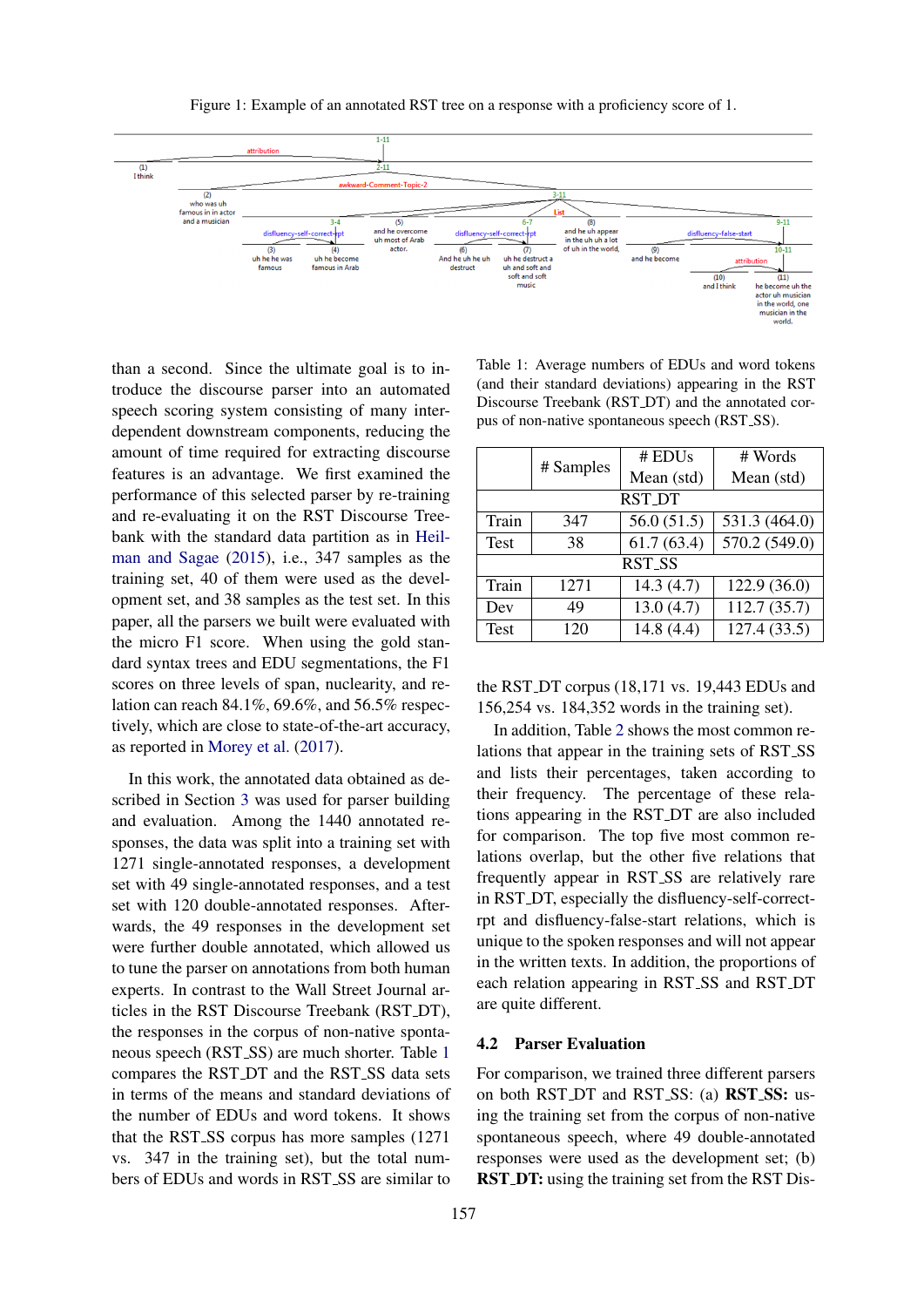Figure 1: Example of an annotated RST tree on a response with a proficiency score of 1.

1-11
attribution
(1)
I think
2-11
awkward-Comment-Topic-2
(2)
who was uh famous in in actor and a musician
3-11
List
3-4
disfluency-self-correct-rpt
(3)
uh he he was famous
(4)
uh he become famous in Arab
(5)
and he overcome uh most of Arab actor.
6-7
disfluency-self-correct-rpt
(6)
And he uh he uh destruct
(7)
uh he destruct a uh and soft and soft and soft music
(8)
and he uh appear in the uh uh a lot of uh in the world,
9-11
disfluency-false-start
(9)
and he become
10-11
attribution
(10)
and I think
(11)
he become uh the actor uh musician in the world, one musician in the world.

than a second. Since the ultimate goal is to introduce the discourse parser into an automated speech scoring system consisting of many interdependent downstream components, reducing the amount of time required for extracting discourse features is an advantage. We first examined the performance of this selected parser by re-training and re-evaluating it on the RST Discourse Treebank with the standard data partition as in Heilman and Sagae (2015), i.e., 347 samples as the training set, 40 of them were used as the development set, and 38 samples as the test set. In this paper, all the parsers we built were evaluated with the micro F1 score. When using the gold standard syntax trees and EDU segmentations, the F1 scores on three levels of span, nuclearity, and relation can reach 84.1%, 69.6%, and 56.5% respectively, which are close to state-of-the-art accuracy, as reported in Morey et al. (2017).

In this work, the annotated data obtained as described in Section 3 was used for parser building and evaluation. Among the 1440 annotated responses, the data was split into a training set with 1271 single-annotated responses, a development set with 49 single-annotated responses, and a test set with 120 double-annotated responses. Afterwards, the 49 responses in the development set were further double annotated, which allowed us to tune the parser on annotations from both human experts. In contrast to the Wall Street Journal articles in the RST Discourse Treebank (RST_DT), the responses in the corpus of non-native spontaneous speech (RST_SS) are much shorter. Table 1 compares the RST_DT and the RST_SS data sets in terms of the means and standard deviations of the number of EDUs and word tokens. It shows that the RST_SS corpus has more samples (1271 vs. 347 in the training set), but the total numbers of EDUs and words in RST_SS are similar to

Table 1: Average numbers of EDUs and word tokens (and their standard deviations) appearing in the RST Discourse Treebank (RST_DT) and the annotated corpus of non-native spontaneous speech (RST_SS).

| | # Samples | # EDUs Mean (std) | # Words Mean (std) |
|---|---|---|---|
| | | RST_DT | |
| Train | 347 | 56.0 (51.5) | 531.3 (464.0) |
| Test | 38 | 61.7 (63.4) | 570.2 (549.0) |
| | | RST_SS | |
| Train | 1271 | 14.3 (4.7) | 122.9 (36.0) |
| Dev | 49 | 13.0 (4.7) | 112.7 (35.7) |
| Test | 120 | 14.8 (4.4) | 127.4 (33.5) |

the RST_DT corpus (18,171 vs. 19,443 EDUs and 156,254 vs. 184,352 words in the training set).

In addition, Table 2 shows the most common relations that appear in the training sets of RST_SS and lists their percentages, taken according to their frequency. The percentage of these relations appearing in the RST_DT are also included for comparison. The top five most common relations overlap, but the other five relations that frequently appear in RST_SS are relatively rare in RST_DT, especially the disfluency-self-correct-rpt and disfluency-false-start relations, which is unique to the spoken responses and will not appear in the written texts. In addition, the proportions of each relation appearing in RST_SS and RST_DT are quite different.

### 4.2 Parser Evaluation

For comparison, we trained three different parsers on both RST_DT and RST_SS: (a) **RST_SS:** using the training set from the corpus of non-native spontaneous speech, where 49 double-annotated responses were used as the development set; (b) **RST_DT:** using the training set from the RST Dis-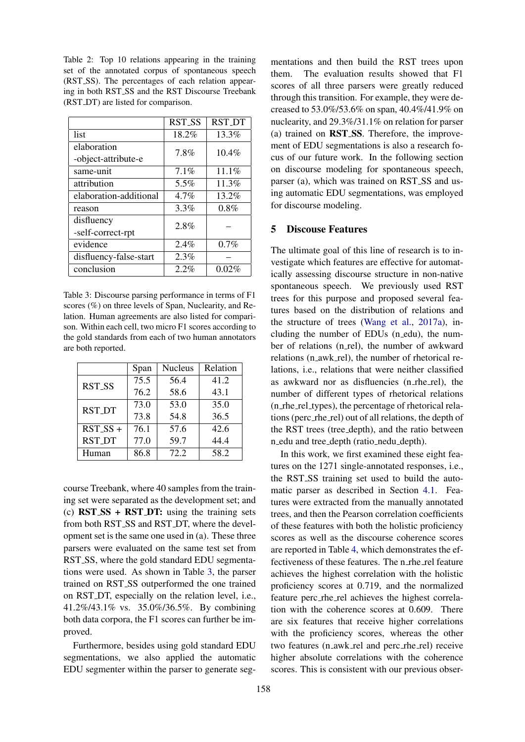Table 2: Top 10 relations appearing in the training set of the annotated corpus of spontaneous speech (RST_SS). The percentages of each relation appearing in both RST_SS and the RST Discourse Treebank (RST_DT) are listed for comparison.

| | RST_SS | RST_DT |
|---|---|---|
| list | 18.2% | 13.3% |
| elaboration -object-attribute-e | 7.8% | 10.4% |
| same-unit | 7.1% | 11.1% |
| attribution | 5.5% | 11.3% |
| elaboration-additional | 4.7% | 13.2% |
| reason | 3.3% | 0.8% |
| disfluency -self-correct-rpt | 2.8% | – |
| evidence | 2.4% | 0.7% |
| disfluency-false-start | 2.3% | – |
| conclusion | 2.2% | 0.02% |

Table 3: Discourse parsing performance in terms of F1 scores (%) on three levels of Span, Nuclearity, and Relation. Human agreements are also listed for comparison. Within each cell, two micro F1 scores according to the gold standards from each of two human annotators are both reported.

| | Span | Nucleus | Relation |
|---|---|---|---|
| RST_SS | 75.5 | 56.4 | 41.2 |
| | 76.2 | 58.6 | 43.1 |
| RST_DT | 73.0 | 53.0 | 35.0 |
| | 73.8 | 54.8 | 36.5 |
| RST_SS + RST_DT | 76.1 | 57.6 | 42.6 |
| | 77.0 | 59.7 | 44.4 |
| Human | 86.8 | 72.2 | 58.2 |

course Treebank, where 40 samples from the training set were separated as the development set; and (c) **RST_SS + RST_DT:** using the training sets from both RST_SS and RST_DT, where the development set is the same one used in (a). These three parsers were evaluated on the same test set from RST_SS, where the gold standard EDU segmentations were used. As shown in Table 3, the parser trained on RST_SS outperformed the one trained on RST_DT, especially on the relation level, i.e., 41.2%/43.1% vs. 35.0%/36.5%. By combining both data corpora, the F1 scores can further be improved.

Furthermore, besides using gold standard EDU segmentations, we also applied the automatic EDU segmenter within the parser to generate segmentations and then build the RST trees upon them. The evaluation results showed that F1 scores of all three parsers were greatly reduced through this transition. For example, they were decreased to 53.0%/53.6% on span, 40.4%/41.9% on nuclearity, and 29.3%/31.1% on relation for parser (a) trained on **RST_SS**. Therefore, the improvement of EDU segmentations is also a research focus of our future work. In the following section on discourse modeling for spontaneous speech, parser (a), which was trained on RST_SS and using automatic EDU segmentations, was employed for discourse modeling.

## 5 Discouse Features

The ultimate goal of this line of research is to investigate which features are effective for automatically assessing discourse structure in non-native spontaneous speech. We previously used RST trees for this purpose and proposed several features based on the distribution of relations and the structure of trees (Wang et al., 2017a), including the number of EDUs (n_edu), the number of relations (n_rel), the number of awkward relations (n_awk_rel), the number of rhetorical relations, i.e., relations that were neither classified as awkward nor as disfluencies (n_rhe_rel), the number of different types of rhetorical relations (n_rhe_rel_types), the percentage of rhetorical relations (perc_rhe_rel) out of all relations, the depth of the RST trees (tree_depth), and the ratio between n_edu and tree_depth (ratio_nedu_depth).

In this work, we first examined these eight features on the 1271 single-annotated responses, i.e., the RST_SS training set used to build the automatic parser as described in Section 4.1. Features were extracted from the manually annotated trees, and then the Pearson correlation coefficients of these features with both the holistic proficiency scores as well as the discourse coherence scores are reported in Table 4, which demonstrates the effectiveness of these features. The n_rhe_rel feature achieves the highest correlation with the holistic proficiency scores at 0.719, and the normalized feature perc_rhe_rel achieves the highest correlation with the coherence scores at 0.609. There are six features that receive higher correlations with the proficiency scores, whereas the other two features (n_awk_rel and perc_rhe_rel) receive higher absolute correlations with the coherence scores. This is consistent with our previous obser-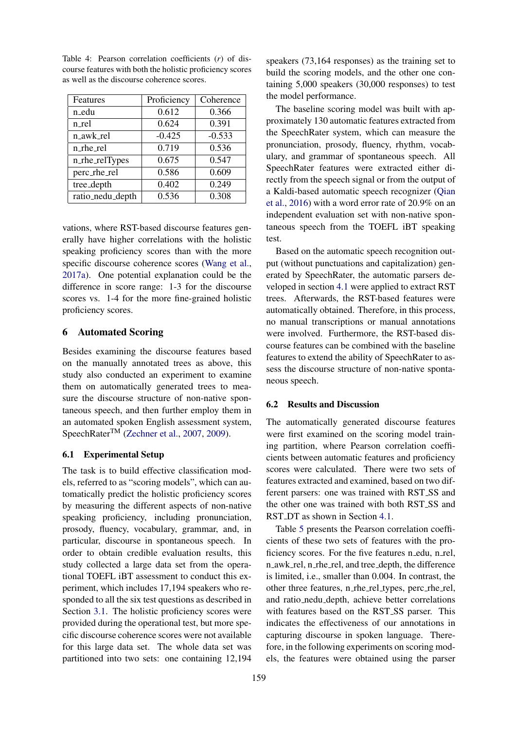Table 4: Pearson correlation coefficients ($r$) of discourse features with both the holistic proficiency scores as well as the discourse coherence scores.

| Features | Proficiency | Coherence |
|---|---|---|
| n_edu | 0.612 | 0.366 |
| n_rel | 0.624 | 0.391 |
| n_awk_rel | -0.425 | -0.533 |
| n_rhe_rel | 0.719 | 0.536 |
| n_rhe_relTypes | 0.675 | 0.547 |
| perc_rhe_rel | 0.586 | 0.609 |
| tree_depth | 0.402 | 0.249 |
| ratio_nedu_depth | 0.536 | 0.308 |

vations, where RST-based discourse features generally have higher correlations with the holistic speaking proficiency scores than with the more specific discourse coherence scores (Wang et al., 2017a). One potential explanation could be the difference in score range: 1-3 for the discourse scores vs. 1-4 for the more fine-grained holistic proficiency scores.

## 6 Automated Scoring

Besides examining the discourse features based on the manually annotated trees as above, this study also conducted an experiment to examine them on automatically generated trees to measure the discourse structure of non-native spontaneous speech, and then further employ them in an automated spoken English assessment system, SpeechRater™ (Zechner et al., 2007, 2009).

### 6.1 Experimental Setup

The task is to build effective classification models, referred to as "scoring models", which can automatically predict the holistic proficiency scores by measuring the different aspects of non-native speaking proficiency, including pronunciation, prosody, fluency, vocabulary, grammar, and, in particular, discourse in spontaneous speech. In order to obtain credible evaluation results, this study collected a large data set from the operational TOEFL iBT assessment to conduct this experiment, which includes 17,194 speakers who responded to all the six test questions as described in Section 3.1. The holistic proficiency scores were provided during the operational test, but more specific discourse coherence scores were not available for this large data set. The whole data set was partitioned into two sets: one containing 12,194 speakers (73,164 responses) as the training set to build the scoring models, and the other one containing 5,000 speakers (30,000 responses) to test the model performance.

The baseline scoring model was built with approximately 130 automatic features extracted from the SpeechRater system, which can measure the pronunciation, prosody, fluency, rhythm, vocabulary, and grammar of spontaneous speech. All SpeechRater features were extracted either directly from the speech signal or from the output of a Kaldi-based automatic speech recognizer (Qian et al., 2016) with a word error rate of 20.9% on an independent evaluation set with non-native spontaneous speech from the TOEFL iBT speaking test.

Based on the automatic speech recognition output (without punctuations and capitalization) generated by SpeechRater, the automatic parsers developed in section 4.1 were applied to extract RST trees. Afterwards, the RST-based features were automatically obtained. Therefore, in this process, no manual transcriptions or manual annotations were involved. Furthermore, the RST-based discourse features can be combined with the baseline features to extend the ability of SpeechRater to assess the discourse structure of non-native spontaneous speech.

### 6.2 Results and Discussion

The automatically generated discourse features were first examined on the scoring model training partition, where Pearson correlation coefficients between automatic features and proficiency scores were calculated. There were two sets of features extracted and examined, based on two different parsers: one was trained with RST_SS and the other one was trained with both RST_SS and RST_DT as shown in Section 4.1.

Table 5 presents the Pearson correlation coefficients of these two sets of features with the proficiency scores. For the five features n_edu, n_rel, n_awk_rel, n_rhe_rel, and tree_depth, the difference is limited, i.e., smaller than 0.004. In contrast, the other three features, n_rhe_rel_types, perc_rhe_rel, and ratio_nedu_depth, achieve better correlations with features based on the RST_SS parser. This indicates the effectiveness of our annotations in capturing discourse in spoken language. Therefore, in the following experiments on scoring models, the features were obtained using the parser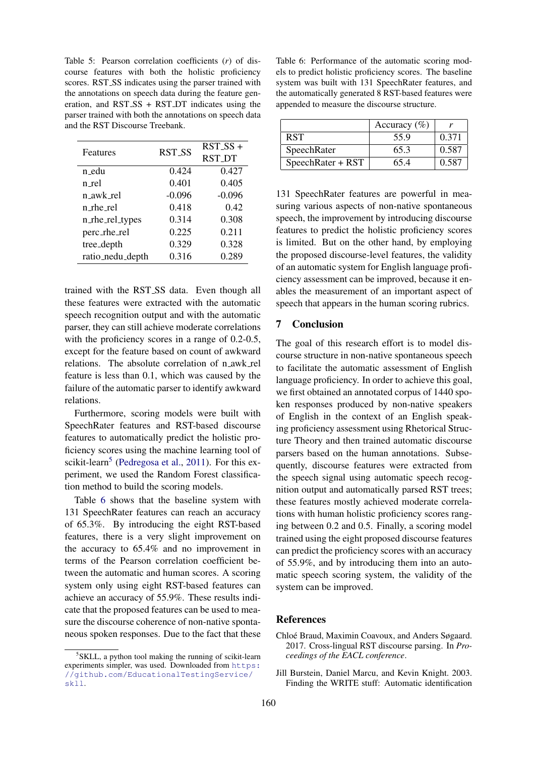Table 5: Pearson correlation coefficients ($r$) of discourse features with both the holistic proficiency scores. RST_SS indicates using the parser trained with the annotations on speech data during the feature generation, and RST_SS + RST_DT indicates using the parser trained with both the annotations on speech data and the RST Discourse Treebank.

| Features | RST_SS | RST_SS + RST_DT |
|---|---|---|
| n_edu | 0.424 | 0.427 |
| n_rel | 0.401 | 0.405 |
| n_awk_rel | -0.096 | -0.096 |
| n_rhe_rel | 0.418 | 0.42 |
| n_rhe_rel_types | 0.314 | 0.308 |
| perc_rhe_rel | 0.225 | 0.211 |
| tree_depth | 0.329 | 0.328 |
| ratio_nedu_depth | 0.316 | 0.289 |

trained with the RST_SS data. Even though all these features were extracted with the automatic speech recognition output and with the automatic parser, they can still achieve moderate correlations with the proficiency scores in a range of 0.2-0.5, except for the feature based on count of awkward relations. The absolute correlation of n_awk_rel feature is less than 0.1, which was caused by the failure of the automatic parser to identify awkward relations.

Furthermore, scoring models were built with SpeechRater features and RST-based discourse features to automatically predict the holistic proficiency scores using the machine learning tool of scikit-learn[5] (Pedregosa et al., 2011). For this experiment, we used the Random Forest classification method to build the scoring models.

Table 6 shows that the baseline system with 131 SpeechRater features can reach an accuracy of 65.3%. By introducing the eight RST-based features, there is a very slight improvement on the accuracy to 65.4% and no improvement in terms of the Pearson correlation coefficient between the automatic and human scores. A scoring system only using eight RST-based features can achieve an accuracy of 55.9%. These results indicate that the proposed features can be used to measure the discourse coherence of non-native spontaneous spoken responses. Due to the fact that these

[5]SKLL, a python tool making the running of scikit-learn experiments simpler, was used. Downloaded from https://github.com/EducationalTestingService/skll.

Table 6: Performance of the automatic scoring models to predict holistic proficiency scores. The baseline system was built with 131 SpeechRater features, and the automatically generated 8 RST-based features were appended to measure the discourse structure.

| | Accuracy (%) | $r$ |
|---|---|---|
| RST | 55.9 | 0.371 |
| SpeechRater | 65.3 | 0.587 |
| SpeechRater + RST | 65.4 | 0.587 |

131 SpeechRater features are powerful in measuring various aspects of non-native spontaneous speech, the improvement by introducing discourse features to predict the holistic proficiency scores is limited. But on the other hand, by employing the proposed discourse-level features, the validity of an automatic system for English language proficiency assessment can be improved, because it enables the measurement of an important aspect of speech that appears in the human scoring rubrics.

## 7 Conclusion

The goal of this research effort is to model discourse structure in non-native spontaneous speech to facilitate the automatic assessment of English language proficiency. In order to achieve this goal, we first obtained an annotated corpus of 1440 spoken responses produced by non-native speakers of English in the context of an English speaking proficiency assessment using Rhetorical Structure Theory and then trained automatic discourse parsers based on the human annotations. Subsequently, discourse features were extracted from the speech signal using automatic speech recognition output and automatically parsed RST trees; these features mostly achieved moderate correlations with human holistic proficiency scores ranging between 0.2 and 0.5. Finally, a scoring model trained using the eight proposed discourse features can predict the proficiency scores with an accuracy of 55.9%, and by introducing them into an automatic speech scoring system, the validity of the system can be improved.

## References

Chloé Braud, Maximin Coavoux, and Anders Søgaard. 2017. Cross-lingual RST discourse parsing. In *Proceedings of the EACL conference*.

Jill Burstein, Daniel Marcu, and Kevin Knight. 2003. Finding the WRITE stuff: Automatic identification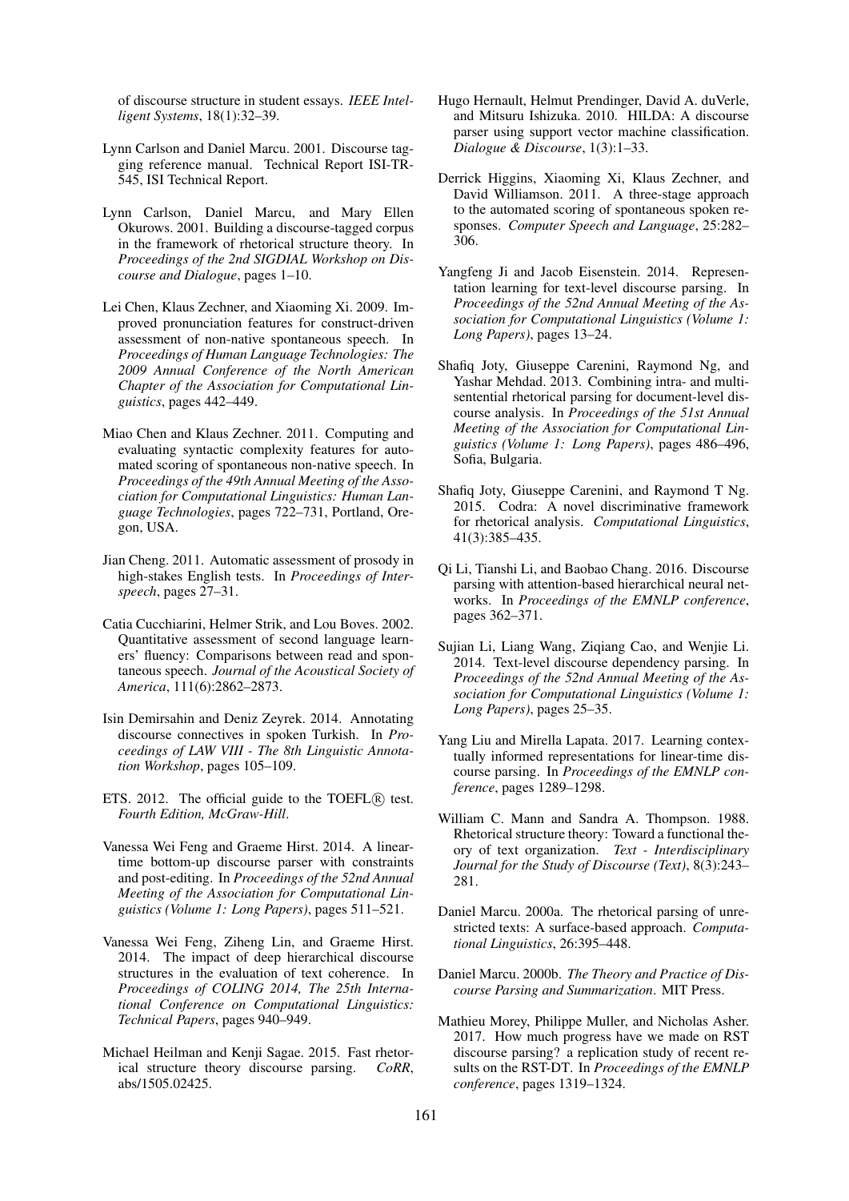of discourse structure in student essays. *IEEE Intelligent Systems*, 18(1):32–39.

Lynn Carlson and Daniel Marcu. 2001. Discourse tagging reference manual. Technical Report ISI-TR-545, ISI Technical Report.

Lynn Carlson, Daniel Marcu, and Mary Ellen Okurows. 2001. Building a discourse-tagged corpus in the framework of rhetorical structure theory. In *Proceedings of the 2nd SIGDIAL Workshop on Discourse and Dialogue*, pages 1–10.

Lei Chen, Klaus Zechner, and Xiaoming Xi. 2009. Improved pronunciation features for construct-driven assessment of non-native spontaneous speech. In *Proceedings of Human Language Technologies: The 2009 Annual Conference of the North American Chapter of the Association for Computational Linguistics*, pages 442–449.

Miao Chen and Klaus Zechner. 2011. Computing and evaluating syntactic complexity features for automated scoring of spontaneous non-native speech. In *Proceedings of the 49th Annual Meeting of the Association for Computational Linguistics: Human Language Technologies*, pages 722–731, Portland, Oregon, USA.

Jian Cheng. 2011. Automatic assessment of prosody in high-stakes English tests. In *Proceedings of Interspeech*, pages 27–31.

Catia Cucchiarini, Helmer Strik, and Lou Boves. 2002. Quantitative assessment of second language learners' fluency: Comparisons between read and spontaneous speech. *Journal of the Acoustical Society of America*, 111(6):2862–2873.

Isin Demirsahin and Deniz Zeyrek. 2014. Annotating discourse connectives in spoken Turkish. In *Proceedings of LAW VIII - The 8th Linguistic Annotation Workshop*, pages 105–109.

ETS. 2012. The official guide to the TOEFL® test. *Fourth Edition, McGraw-Hill*.

Vanessa Wei Feng and Graeme Hirst. 2014. A linear-time bottom-up discourse parser with constraints and post-editing. In *Proceedings of the 52nd Annual Meeting of the Association for Computational Linguistics (Volume 1: Long Papers)*, pages 511–521.

Vanessa Wei Feng, Ziheng Lin, and Graeme Hirst. 2014. The impact of deep hierarchical discourse structures in the evaluation of text coherence. In *Proceedings of COLING 2014, The 25th International Conference on Computational Linguistics: Technical Papers*, pages 940–949.

Michael Heilman and Kenji Sagae. 2015. Fast rhetorical structure theory discourse parsing. *CoRR*, abs/1505.02425.

Hugo Hernault, Helmut Prendinger, David A. duVerle, and Mitsuru Ishizuka. 2010. HILDA: A discourse parser using support vector machine classification. *Dialogue & Discourse*, 1(3):1–33.

Derrick Higgins, Xiaoming Xi, Klaus Zechner, and David Williamson. 2011. A three-stage approach to the automated scoring of spontaneous spoken responses. *Computer Speech and Language*, 25:282–306.

Yangfeng Ji and Jacob Eisenstein. 2014. Representation learning for text-level discourse parsing. In *Proceedings of the 52nd Annual Meeting of the Association for Computational Linguistics (Volume 1: Long Papers)*, pages 13–24.

Shafiq Joty, Giuseppe Carenini, Raymond Ng, and Yashar Mehdad. 2013. Combining intra- and multi-sentential rhetorical parsing for document-level discourse analysis. In *Proceedings of the 51st Annual Meeting of the Association for Computational Linguistics (Volume 1: Long Papers)*, pages 486–496, Sofia, Bulgaria.

Shafiq Joty, Giuseppe Carenini, and Raymond T Ng. 2015. Codra: A novel discriminative framework for rhetorical analysis. *Computational Linguistics*, 41(3):385–435.

Qi Li, Tianshi Li, and Baobao Chang. 2016. Discourse parsing with attention-based hierarchical neural networks. In *Proceedings of the EMNLP conference*, pages 362–371.

Sujian Li, Liang Wang, Ziqiang Cao, and Wenjie Li. 2014. Text-level discourse dependency parsing. In *Proceedings of the 52nd Annual Meeting of the Association for Computational Linguistics (Volume 1: Long Papers)*, pages 25–35.

Yang Liu and Mirella Lapata. 2017. Learning contextually informed representations for linear-time discourse parsing. In *Proceedings of the EMNLP conference*, pages 1289–1298.

William C. Mann and Sandra A. Thompson. 1988. Rhetorical structure theory: Toward a functional theory of text organization. *Text - Interdisciplinary Journal for the Study of Discourse (Text)*, 8(3):243–281.

Daniel Marcu. 2000a. The rhetorical parsing of unrestricted texts: A surface-based approach. *Computational Linguistics*, 26:395–448.

Daniel Marcu. 2000b. *The Theory and Practice of Discourse Parsing and Summarization*. MIT Press.

Mathieu Morey, Philippe Muller, and Nicholas Asher. 2017. How much progress have we made on RST discourse parsing? a replication study of recent results on the RST-DT. In *Proceedings of the EMNLP conference*, pages 1319–1324.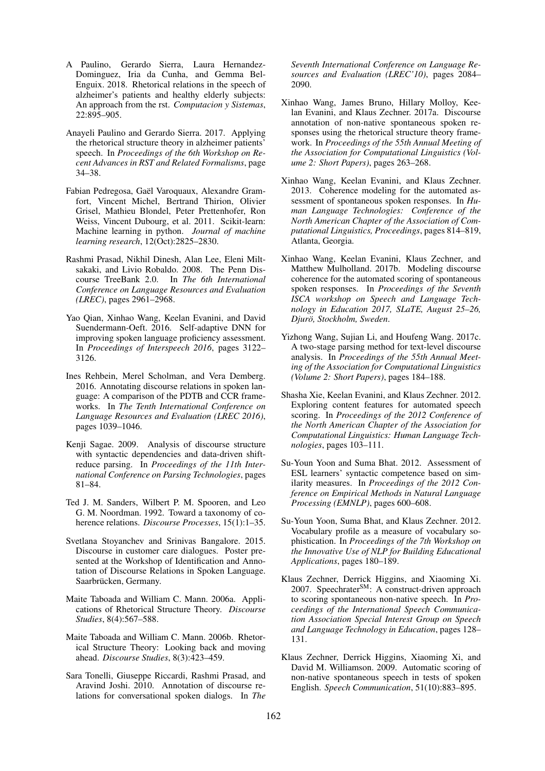A Paulino, Gerardo Sierra, Laura Hernandez-Dominguez, Iria da Cunha, and Gemma Bel-Enguix. 2018. Rhetorical relations in the speech of alzheimer's patients and healthy elderly subjects: An approach from the rst. *Computacion y Sistemas*, 22:895–905.

Anayeli Paulino and Gerardo Sierra. 2017. Applying the rhetorical structure theory in alzheimer patients' speech. In *Proceedings of the 6th Workshop on Recent Advances in RST and Related Formalisms*, page 34–38.

Fabian Pedregosa, Gaël Varoquaux, Alexandre Gramfort, Vincent Michel, Bertrand Thirion, Olivier Grisel, Mathieu Blondel, Peter Prettenhofer, Ron Weiss, Vincent Dubourg, et al. 2011. Scikit-learn: Machine learning in python. *Journal of machine learning research*, 12(Oct):2825–2830.

Rashmi Prasad, Nikhil Dinesh, Alan Lee, Eleni Miltsakaki, and Livio Robaldo. 2008. The Penn Discourse TreeBank 2.0. In *The 6th International Conference on Language Resources and Evaluation (LREC)*, pages 2961–2968.

Yao Qian, Xinhao Wang, Keelan Evanini, and David Suendermann-Oeft. 2016. Self-adaptive DNN for improving spoken language proficiency assessment. In *Proceedings of Interspeech 2016*, pages 3122–3126.

Ines Rehbein, Merel Scholman, and Vera Demberg. 2016. Annotating discourse relations in spoken language: A comparison of the PDTB and CCR frameworks. In *The Tenth International Conference on Language Resources and Evaluation (LREC 2016)*, pages 1039–1046.

Kenji Sagae. 2009. Analysis of discourse structure with syntactic dependencies and data-driven shift-reduce parsing. In *Proceedings of the 11th International Conference on Parsing Technologies*, pages 81–84.

Ted J. M. Sanders, Wilbert P. M. Spooren, and Leo G. M. Noordman. 1992. Toward a taxonomy of coherence relations. *Discourse Processes*, 15(1):1–35.

Svetlana Stoyanchev and Srinivas Bangalore. 2015. Discourse in customer care dialogues. Poster presented at the Workshop of Identification and Annotation of Discourse Relations in Spoken Language. Saarbrücken, Germany.

Maite Taboada and William C. Mann. 2006a. Applications of Rhetorical Structure Theory. *Discourse Studies*, 8(4):567–588.

Maite Taboada and William C. Mann. 2006b. Rhetorical Structure Theory: Looking back and moving ahead. *Discourse Studies*, 8(3):423–459.

Sara Tonelli, Giuseppe Riccardi, Rashmi Prasad, and Aravind Joshi. 2010. Annotation of discourse relations for conversational spoken dialogs. In *The Seventh International Conference on Language Resources and Evaluation (LREC'10)*, pages 2084–2090.

Xinhao Wang, James Bruno, Hillary Molloy, Keelan Evanini, and Klaus Zechner. 2017a. Discourse annotation of non-native spontaneous spoken responses using the rhetorical structure theory framework. In *Proceedings of the 55th Annual Meeting of the Association for Computational Linguistics (Volume 2: Short Papers)*, pages 263–268.

Xinhao Wang, Keelan Evanini, and Klaus Zechner. 2013. Coherence modeling for the automated assessment of spontaneous spoken responses. In *Human Language Technologies: Conference of the North American Chapter of the Association of Computational Linguistics, Proceedings*, pages 814–819, Atlanta, Georgia.

Xinhao Wang, Keelan Evanini, Klaus Zechner, and Matthew Mulholland. 2017b. Modeling discourse coherence for the automated scoring of spontaneous spoken responses. In *Proceedings of the Seventh ISCA workshop on Speech and Language Technology in Education 2017, SLaTE, August 25–26, Djurö, Stockholm, Sweden*.

Yizhong Wang, Sujian Li, and Houfeng Wang. 2017c. A two-stage parsing method for text-level discourse analysis. In *Proceedings of the 55th Annual Meeting of the Association for Computational Linguistics (Volume 2: Short Papers)*, pages 184–188.

Shasha Xie, Keelan Evanini, and Klaus Zechner. 2012. Exploring content features for automated speech scoring. In *Proceedings of the 2012 Conference of the North American Chapter of the Association for Computational Linguistics: Human Language Technologies*, pages 103–111.

Su-Youn Yoon and Suma Bhat. 2012. Assessment of ESL learners' syntactic competence based on similarity measures. In *Proceedings of the 2012 Conference on Empirical Methods in Natural Language Processing (EMNLP)*, pages 600–608.

Su-Youn Yoon, Suma Bhat, and Klaus Zechner. 2012. Vocabulary profile as a measure of vocabulary sophistication. In *Proceedings of the 7th Workshop on the Innovative Use of NLP for Building Educational Applications*, pages 180–189.

Klaus Zechner, Derrick Higgins, and Xiaoming Xi. 2007. Speechrater[SM]: A construct-driven approach to scoring spontaneous non-native speech. In *Proceedings of the International Speech Communication Association Special Interest Group on Speech and Language Technology in Education*, pages 128–131.

Klaus Zechner, Derrick Higgins, Xiaoming Xi, and David M. Williamson. 2009. Automatic scoring of non-native spontaneous speech in tests of spoken English. *Speech Communication*, 51(10):883–895.